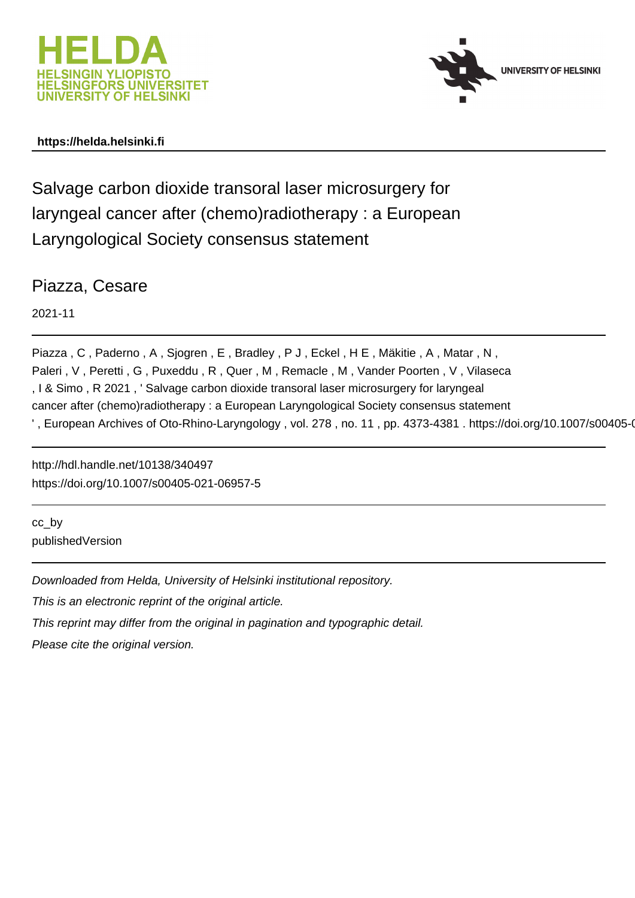https://helda.helsinki.fi

# Salvage carbon dioxide transoral laser microsurgery for laryngeal cancer after (chemo)radiotherapy : a European Laryngological Society consensus statement

Piazza, Cesare

2021-11

Piazza , C , Paderno , A , Sjogren , E , Bradley , P J , Eckel , H E , Mäkitie , A , Matar , N , Paleri , V , Peretti , G , Puxeddu , R , Quer , M , Remacle , M , Vander Poorten , V , Vilaseca , I & Simo , R 2021 , ' Salvage carbon dioxide transoral laser microsurgery for laryngeal cancer after (chemo)radiotherapy : a European Laryngological Society consensus statement ' , European Archives of Oto-Rhino-Laryngology , vol. 278 , no. 11 , pp. 4373-4381 . https://doi.org/10.1007/s00405-0

http://hdl.handle.net/10138/340497
https://doi.org/10.1007/s00405-021-06957-5

cc_by
publishedVersion

*Downloaded from Helda, University of Helsinki institutional repository.*
*This is an electronic reprint of the original article.*
*This reprint may differ from the original in pagination and typographic detail.*
*Please cite the original version.*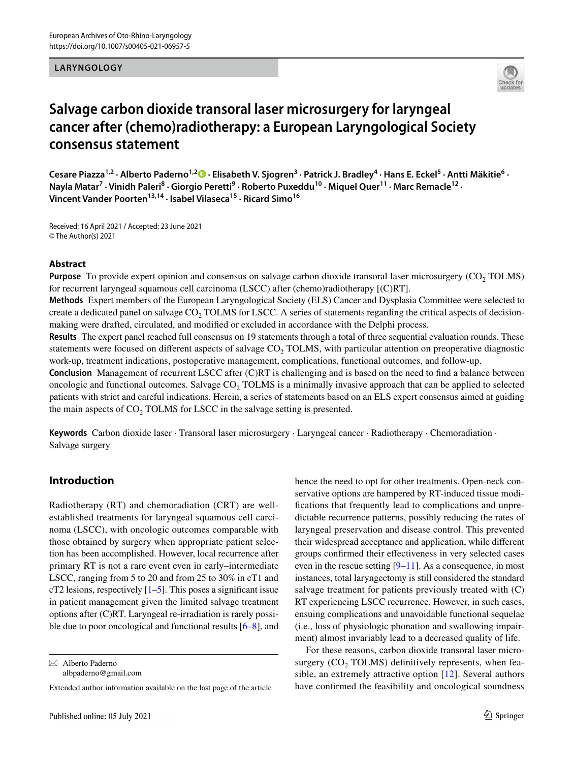LARYNGOLOGY

# Salvage carbon dioxide transoral laser microsurgery for laryngeal cancer after (chemo)radiotherapy: a European Laryngological Society consensus statement

**Cesare Piazza[1,2] · Alberto Paderno[1,2] · Elisabeth V. Sjogren[3] · Patrick J. Bradley[4] · Hans E. Eckel[5] · Antti Mäkitie[6] · Nayla Matar[7] · Vinidh Paleri[8] · Giorgio Peretti[9] · Roberto Puxeddu[10] · Miquel Quer[11] · Marc Remacle[12] · Vincent Vander Poorten[13,14] · Isabel Vilaseca[15] · Ricard Simo[16]**

Received: 16 April 2021 / Accepted: 23 June 2021
© The Author(s) 2021

## Abstract

**Purpose** To provide expert opinion and consensus on salvage carbon dioxide transoral laser microsurgery ($CO_2$ TOLMS) for recurrent laryngeal squamous cell carcinoma (LSCC) after (chemo)radiotherapy [(C)RT].

**Methods** Expert members of the European Laryngological Society (ELS) Cancer and Dysplasia Committee were selected to create a dedicated panel on salvage $CO_2$ TOLMS for LSCC. A series of statements regarding the critical aspects of decision-making were drafted, circulated, and modified or excluded in accordance with the Delphi process.

**Results** The expert panel reached full consensus on 19 statements through a total of three sequential evaluation rounds. These statements were focused on different aspects of salvage $CO_2$ TOLMS, with particular attention on preoperative diagnostic work-up, treatment indications, postoperative management, complications, functional outcomes, and follow-up.

**Conclusion** Management of recurrent LSCC after (C)RT is challenging and is based on the need to find a balance between oncologic and functional outcomes. Salvage $CO_2$ TOLMS is a minimally invasive approach that can be applied to selected patients with strict and careful indications. Herein, a series of statements based on an ELS expert consensus aimed at guiding the main aspects of $CO_2$ TOLMS for LSCC in the salvage setting is presented.

**Keywords** Carbon dioxide laser · Transoral laser microsurgery · Laryngeal cancer · Radiotherapy · Chemoradiation · Salvage surgery

## Introduction

Radiotherapy (RT) and chemoradiation (CRT) are well-established treatments for laryngeal squamous cell carcinoma (LSCC), with oncologic outcomes comparable with those obtained by surgery when appropriate patient selection has been accomplished. However, local recurrence after primary RT is not a rare event even in early–intermediate LSCC, ranging from 5 to 20 and from 25 to 30% in cT1 and cT2 lesions, respectively [1–5]. This poses a significant issue in patient management given the limited salvage treatment options after (C)RT. Laryngeal re-irradiation is rarely possible due to poor oncological and functional results [6–8], and hence the need to opt for other treatments. Open-neck conservative options are hampered by RT-induced tissue modifications that frequently lead to complications and unpredictable recurrence patterns, possibly reducing the rates of laryngeal preservation and disease control. This prevented their widespread acceptance and application, while different groups confirmed their effectiveness in very selected cases even in the rescue setting [9–11]. As a consequence, in most instances, total laryngectomy is still considered the standard salvage treatment for patients previously treated with (C)RT experiencing LSCC recurrence. However, in such cases, ensuing complications and unavoidable functional sequelae (i.e., loss of physiologic phonation and swallowing impairment) almost invariably lead to a decreased quality of life.

For these reasons, carbon dioxide transoral laser microsurgery ($CO_2$ TOLMS) definitively represents, when feasible, an extremely attractive option [12]. Several authors have confirmed the feasibility and oncological soundness

✉ Alberto Paderno
albpaderno@gmail.com

Extended author information available on the last page of the article

Published online: 05 July 2021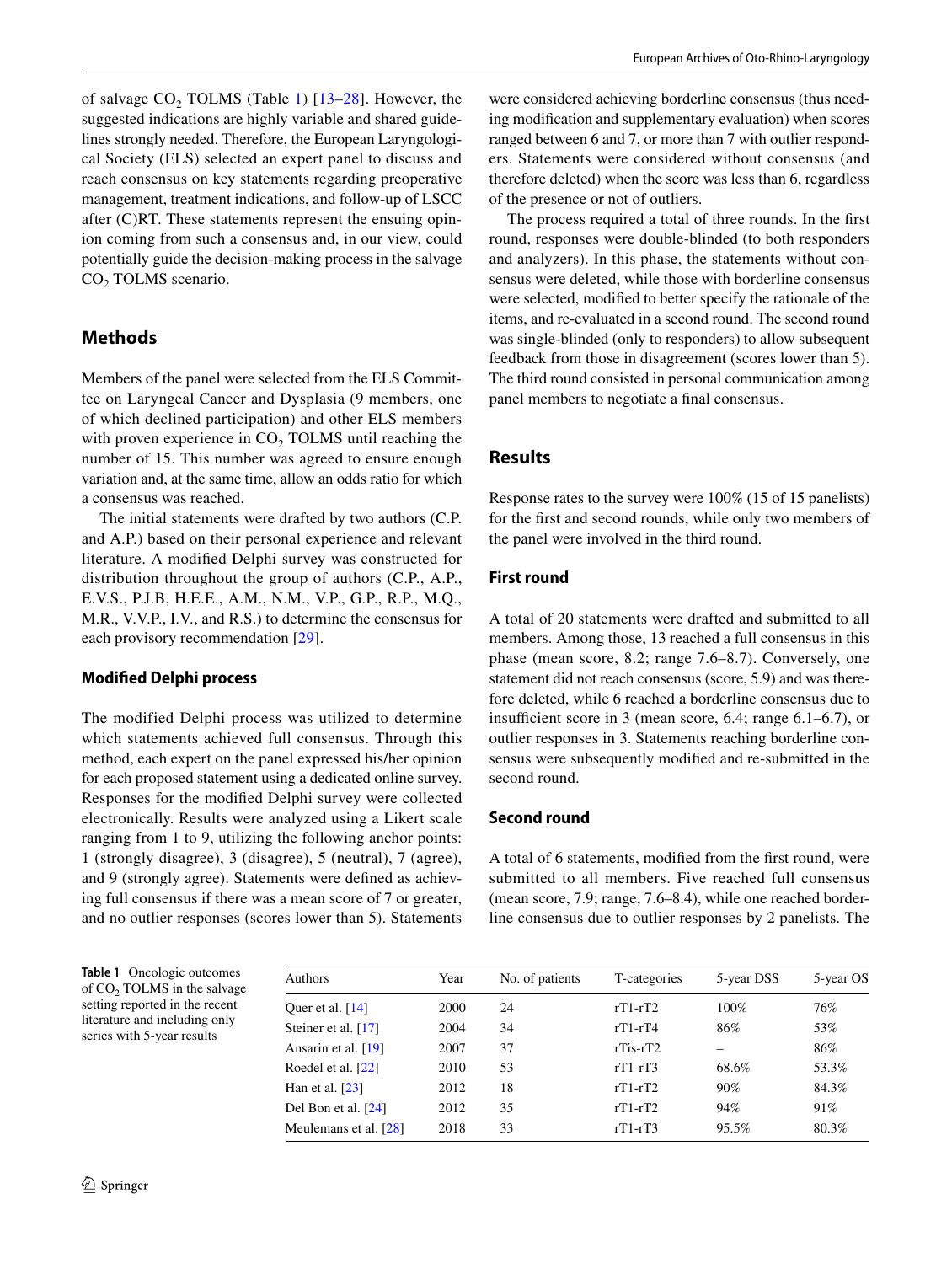of salvage $CO_2$ TOLMS (Table 1) [13–28]. However, the suggested indications are highly variable and shared guidelines strongly needed. Therefore, the European Laryngological Society (ELS) selected an expert panel to discuss and reach consensus on key statements regarding preoperative management, treatment indications, and follow-up of LSCC after (C)RT. These statements represent the ensuing opinion coming from such a consensus and, in our view, could potentially guide the decision-making process in the salvage $CO_2$ TOLMS scenario.

## Methods

Members of the panel were selected from the ELS Committee on Laryngeal Cancer and Dysplasia (9 members, one of which declined participation) and other ELS members with proven experience in $CO_2$ TOLMS until reaching the number of 15. This number was agreed to ensure enough variation and, at the same time, allow an odds ratio for which a consensus was reached.

The initial statements were drafted by two authors (C.P. and A.P.) based on their personal experience and relevant literature. A modified Delphi survey was constructed for distribution throughout the group of authors (C.P., A.P., E.V.S., P.J.B, H.E.E., A.M., N.M., V.P., G.P., R.P., M.Q., M.R., V.V.P., I.V., and R.S.) to determine the consensus for each provisory recommendation [29].

### Modified Delphi process

The modified Delphi process was utilized to determine which statements achieved full consensus. Through this method, each expert on the panel expressed his/her opinion for each proposed statement using a dedicated online survey. Responses for the modified Delphi survey were collected electronically. Results were analyzed using a Likert scale ranging from 1 to 9, utilizing the following anchor points: 1 (strongly disagree), 3 (disagree), 5 (neutral), 7 (agree), and 9 (strongly agree). Statements were defined as achieving full consensus if there was a mean score of 7 or greater, and no outlier responses (scores lower than 5). Statements were considered achieving borderline consensus (thus needing modification and supplementary evaluation) when scores ranged between 6 and 7, or more than 7 with outlier respondents. Statements were considered without consensus (and therefore deleted) when the score was less than 6, regardless of the presence or not of outliers.

The process required a total of three rounds. In the first round, responses were double-blinded (to both responders and analyzers). In this phase, the statements without consensus were deleted, while those with borderline consensus were selected, modified to better specify the rationale of the items, and re-evaluated in a second round. The second round was single-blinded (only to responders) to allow subsequent feedback from those in disagreement (scores lower than 5). The third round consisted in personal communication among panel members to negotiate a final consensus.

## Results

Response rates to the survey were 100% (15 of 15 panelists) for the first and second rounds, while only two members of the panel were involved in the third round.

### First round

A total of 20 statements were drafted and submitted to all members. Among those, 13 reached a full consensus in this phase (mean score, 8.2; range 7.6–8.7). Conversely, one statement did not reach consensus (score, 5.9) and was therefore deleted, while 6 reached a borderline consensus due to insufficient score in 3 (mean score, 6.4; range 6.1–6.7), or outlier responses in 3. Statements reaching borderline consensus were subsequently modified and re-submitted in the second round.

### Second round

A total of 6 statements, modified from the first round, were submitted to all members. Five reached full consensus (mean score, 7.9; range, 7.6–8.4), while one reached borderline consensus due to outlier responses by 2 panelists. The

**Table 1** Oncologic outcomes of $CO_2$ TOLMS in the salvage setting reported in the recent literature and including only series with 5-year results

| Authors | Year | No. of patients | T-categories | 5-year DSS | 5-year OS |
|---|---|---|---|---|---|
| Quer et al. [14] | 2000 | 24 | rT1-rT2 | 100% | 76% |
| Steiner et al. [17] | 2004 | 34 | rT1-rT4 | 86% | 53% |
| Ansarin et al. [19] | 2007 | 37 | rTis-rT2 | – | 86% |
| Roedel et al. [22] | 2010 | 53 | rT1-rT3 | 68.6% | 53.3% |
| Han et al. [23] | 2012 | 18 | rT1-rT2 | 90% | 84.3% |
| Del Bon et al. [24] | 2012 | 35 | rT1-rT2 | 94% | 91% |
| Meulemans et al. [28] | 2018 | 33 | rT1-rT3 | 95.5% | 80.3% |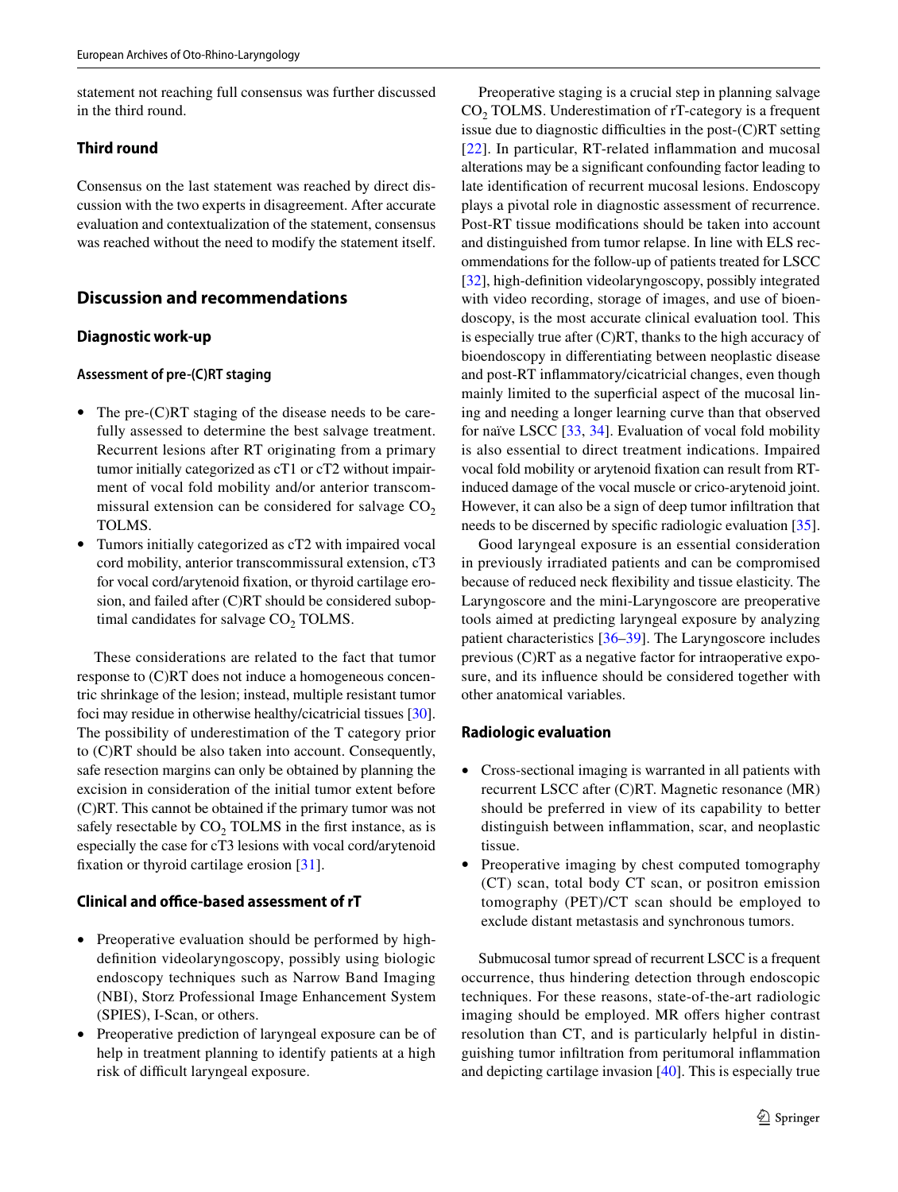statement not reaching full consensus was further discussed in the third round.

### Third round

Consensus on the last statement was reached by direct discussion with the two experts in disagreement. After accurate evaluation and contextualization of the statement, consensus was reached without the need to modify the statement itself.

## Discussion and recommendations

### Diagnostic work-up

#### Assessment of pre-(C)RT staging

- The pre-(C)RT staging of the disease needs to be carefully assessed to determine the best salvage treatment. Recurrent lesions after RT originating from a primary tumor initially categorized as cT1 or cT2 without impairment of vocal fold mobility and/or anterior transcommissural extension can be considered for salvage $CO_2$ TOLMS.
- Tumors initially categorized as cT2 with impaired vocal cord mobility, anterior transcommissural extension, cT3 for vocal cord/arytenoid fixation, or thyroid cartilage erosion, and failed after (C)RT should be considered suboptimal candidates for salvage $CO_2$ TOLMS.

These considerations are related to the fact that tumor response to (C)RT does not induce a homogeneous concentric shrinkage of the lesion; instead, multiple resistant tumor foci may residue in otherwise healthy/cicatricial tissues [30]. The possibility of underestimation of the T category prior to (C)RT should be also taken into account. Consequently, safe resection margins can only be obtained by planning the excision in consideration of the initial tumor extent before (C)RT. This cannot be obtained if the primary tumor was not safely resectable by $CO_2$ TOLMS in the first instance, as is especially the case for cT3 lesions with vocal cord/arytenoid fixation or thyroid cartilage erosion [31].

#### Clinical and office-based assessment of rT

- Preoperative evaluation should be performed by high-definition videolaryngoscopy, possibly using biologic endoscopy techniques such as Narrow Band Imaging (NBI), Storz Professional Image Enhancement System (SPIES), I-Scan, or others.
- Preoperative prediction of laryngeal exposure can be of help in treatment planning to identify patients at a high risk of difficult laryngeal exposure.

Preoperative staging is a crucial step in planning salvage $CO_2$ TOLMS. Underestimation of rT-category is a frequent issue due to diagnostic difficulties in the post-(C)RT setting [22]. In particular, RT-related inflammation and mucosal alterations may be a significant confounding factor leading to late identification of recurrent mucosal lesions. Endoscopy plays a pivotal role in diagnostic assessment of recurrence. Post-RT tissue modifications should be taken into account and distinguished from tumor relapse. In line with ELS recommendations for the follow-up of patients treated for LSCC [32], high-definition videolaryngoscopy, possibly integrated with video recording, storage of images, and use of bioendoscopy, is the most accurate clinical evaluation tool. This is especially true after (C)RT, thanks to the high accuracy of bioendoscopy in differentiating between neoplastic disease and post-RT inflammatory/cicatricial changes, even though mainly limited to the superficial aspect of the mucosal lining and needing a longer learning curve than that observed for naïve LSCC [33, 34]. Evaluation of vocal fold mobility is also essential to direct treatment indications. Impaired vocal fold mobility or arytenoid fixation can result from RT-induced damage of the vocal muscle or crico-arytenoid joint. However, it can also be a sign of deep tumor infiltration that needs to be discerned by specific radiologic evaluation [35].

Good laryngeal exposure is an essential consideration in previously irradiated patients and can be compromised because of reduced neck flexibility and tissue elasticity. The Laryngoscore and the mini-Laryngoscore are preoperative tools aimed at predicting laryngeal exposure by analyzing patient characteristics [36–39]. The Laryngoscore includes previous (C)RT as a negative factor for intraoperative exposure, and its influence should be considered together with other anatomical variables.

### Radiologic evaluation

- Cross-sectional imaging is warranted in all patients with recurrent LSCC after (C)RT. Magnetic resonance (MR) should be preferred in view of its capability to better distinguish between inflammation, scar, and neoplastic tissue.
- Preoperative imaging by chest computed tomography (CT) scan, total body CT scan, or positron emission tomography (PET)/CT scan should be employed to exclude distant metastasis and synchronous tumors.

Submucosal tumor spread of recurrent LSCC is a frequent occurrence, thus hindering detection through endoscopic techniques. For these reasons, state-of-the-art radiologic imaging should be employed. MR offers higher contrast resolution than CT, and is particularly helpful in distinguishing tumor infiltration from peritumoral inflammation and depicting cartilage invasion [40]. This is especially true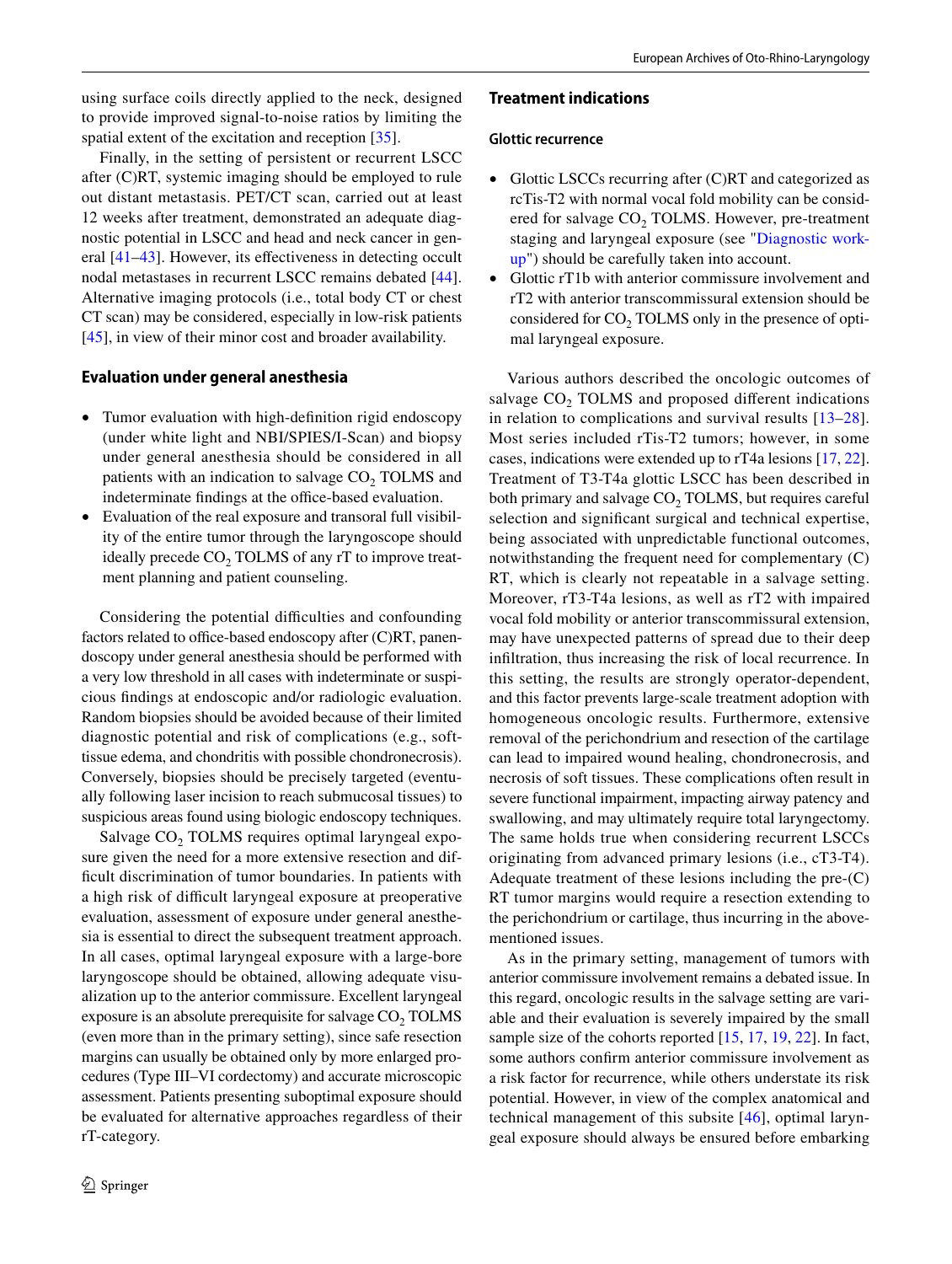using surface coils directly applied to the neck, designed to provide improved signal-to-noise ratios by limiting the spatial extent of the excitation and reception [35].

Finally, in the setting of persistent or recurrent LSCC after (C)RT, systemic imaging should be employed to rule out distant metastasis. PET/CT scan, carried out at least 12 weeks after treatment, demonstrated an adequate diagnostic potential in LSCC and head and neck cancer in general [41–43]. However, its effectiveness in detecting occult nodal metastases in recurrent LSCC remains debated [44]. Alternative imaging protocols (i.e., total body CT or chest CT scan) may be considered, especially in low-risk patients [45], in view of their minor cost and broader availability.

### Evaluation under general anesthesia

- Tumor evaluation with high-definition rigid endoscopy (under white light and NBI/SPIES/I-Scan) and biopsy under general anesthesia should be considered in all patients with an indication to salvage $CO_2$ TOLMS and indeterminate findings at the office-based evaluation.
- Evaluation of the real exposure and transoral full visibility of the entire tumor through the laryngoscope should ideally precede $CO_2$ TOLMS of any rT to improve treatment planning and patient counseling.

Considering the potential difficulties and confounding factors related to office-based endoscopy after (C)RT, panendoscopy under general anesthesia should be performed with a very low threshold in all cases with indeterminate or suspicious findings at endoscopic and/or radiologic evaluation. Random biopsies should be avoided because of their limited diagnostic potential and risk of complications (e.g., soft-tissue edema, and chondritis with possible chondronecrosis). Conversely, biopsies should be precisely targeted (eventually following laser incision to reach submucosal tissues) to suspicious areas found using biologic endoscopy techniques.

Salvage $CO_2$ TOLMS requires optimal laryngeal exposure given the need for a more extensive resection and difficult discrimination of tumor boundaries. In patients with a high risk of difficult laryngeal exposure at preoperative evaluation, assessment of exposure under general anesthesia is essential to direct the subsequent treatment approach. In all cases, optimal laryngeal exposure with a large-bore laryngoscope should be obtained, allowing adequate visualization up to the anterior commissure. Excellent laryngeal exposure is an absolute prerequisite for salvage $CO_2$ TOLMS (even more than in the primary setting), since safe resection margins can usually be obtained only by more enlarged procedures (Type III–VI cordectomy) and accurate microscopic assessment. Patients presenting suboptimal exposure should be evaluated for alternative approaches regardless of their rT-category.

## Treatment indications

### Glottic recurrence

- Glottic LSCCs recurring after (C)RT and categorized as rcTis-T2 with normal vocal fold mobility can be considered for salvage $CO_2$ TOLMS. However, pre-treatment staging and laryngeal exposure (see "Diagnostic work-up") should be carefully taken into account.
- Glottic rT1b with anterior commissure involvement and rT2 with anterior transcommissural extension should be considered for $CO_2$ TOLMS only in the presence of optimal laryngeal exposure.

Various authors described the oncologic outcomes of salvage $CO_2$ TOLMS and proposed different indications in relation to complications and survival results [13–28]. Most series included rTis-T2 tumors; however, in some cases, indications were extended up to rT4a lesions [17, 22]. Treatment of T3-T4a glottic LSCC has been described in both primary and salvage $CO_2$ TOLMS, but requires careful selection and significant surgical and technical expertise, being associated with unpredictable functional outcomes, notwithstanding the frequent need for complementary (C) RT, which is clearly not repeatable in a salvage setting. Moreover, rT3-T4a lesions, as well as rT2 with impaired vocal fold mobility or anterior transcommissural extension, may have unexpected patterns of spread due to their deep infiltration, thus increasing the risk of local recurrence. In this setting, the results are strongly operator-dependent, and this factor prevents large-scale treatment adoption with homogeneous oncologic results. Furthermore, extensive removal of the perichondrium and resection of the cartilage can lead to impaired wound healing, chondronecrosis, and necrosis of soft tissues. These complications often result in severe functional impairment, impacting airway patency and swallowing, and may ultimately require total laryngectomy. The same holds true when considering recurrent LSCCs originating from advanced primary lesions (i.e., cT3-T4). Adequate treatment of these lesions including the pre-(C) RT tumor margins would require a resection extending to the perichondrium or cartilage, thus incurring in the above-mentioned issues.

As in the primary setting, management of tumors with anterior commissure involvement remains a debated issue. In this regard, oncologic results in the salvage setting are variable and their evaluation is severely impaired by the small sample size of the cohorts reported [15, 17, 19, 22]. In fact, some authors confirm anterior commissure involvement as a risk factor for recurrence, while others understate its risk potential. However, in view of the complex anatomical and technical management of this subsite [46], optimal laryngeal exposure should always be ensured before embarking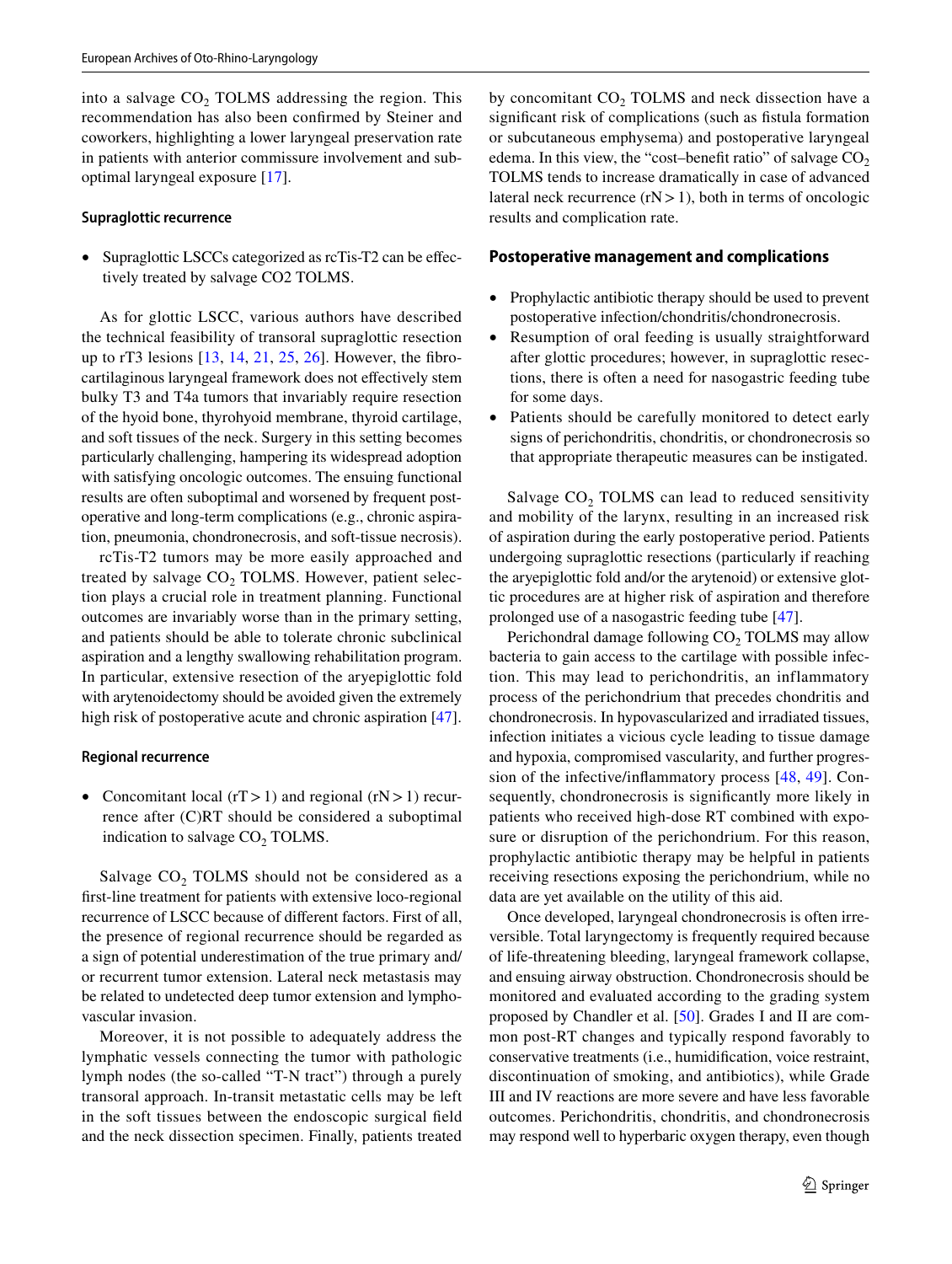into a salvage $CO_2$ TOLMS addressing the region. This recommendation has also been confirmed by Steiner and coworkers, highlighting a lower laryngeal preservation rate in patients with anterior commissure involvement and suboptimal laryngeal exposure [17].

#### Supraglottic recurrence

- Supraglottic LSCCs categorized as rcTis-T2 can be effectively treated by salvage CO2 TOLMS.

As for glottic LSCC, various authors have described the technical feasibility of transoral supraglottic resection up to rT3 lesions [13, 14, 21, 25, 26]. However, the fibro-cartilaginous laryngeal framework does not effectively stem bulky T3 and T4a tumors that invariably require resection of the hyoid bone, thyrohyoid membrane, thyroid cartilage, and soft tissues of the neck. Surgery in this setting becomes particularly challenging, hampering its widespread adoption with satisfying oncologic outcomes. The ensuing functional results are often suboptimal and worsened by frequent post-operative and long-term complications (e.g., chronic aspiration, pneumonia, chondronecrosis, and soft-tissue necrosis).

rcTis-T2 tumors may be more easily approached and treated by salvage $CO_2$ TOLMS. However, patient selection plays a crucial role in treatment planning. Functional outcomes are invariably worse than in the primary setting, and patients should be able to tolerate chronic subclinical aspiration and a lengthy swallowing rehabilitation program. In particular, extensive resection of the aryepiglottic fold with arytenoidectomy should be avoided given the extremely high risk of postoperative acute and chronic aspiration [47].

#### Regional recurrence

- Concomitant local ($rT > 1$) and regional ($rN > 1$) recurrence after (C)RT should be considered a suboptimal indication to salvage $CO_2$ TOLMS.

Salvage $CO_2$ TOLMS should not be considered as a first-line treatment for patients with extensive loco-regional recurrence of LSCC because of different factors. First of all, the presence of regional recurrence should be regarded as a sign of potential underestimation of the true primary and/or recurrent tumor extension. Lateral neck metastasis may be related to undetected deep tumor extension and lymphovascular invasion.

Moreover, it is not possible to adequately address the lymphatic vessels connecting the tumor with pathologic lymph nodes (the so-called "T-N tract") through a purely transoral approach. In-transit metastatic cells may be left in the soft tissues between the endoscopic surgical field and the neck dissection specimen. Finally, patients treated by concomitant $CO_2$ TOLMS and neck dissection have a significant risk of complications (such as fistula formation or subcutaneous emphysema) and postoperative laryngeal edema. In this view, the "cost–benefit ratio" of salvage $CO_2$ TOLMS tends to increase dramatically in case of advanced lateral neck recurrence ($rN > 1$), both in terms of oncologic results and complication rate.

### Postoperative management and complications

- Prophylactic antibiotic therapy should be used to prevent postoperative infection/chondritis/chondronecrosis.
- Resumption of oral feeding is usually straightforward after glottic procedures; however, in supraglottic resections, there is often a need for nasogastric feeding tube for some days.
- Patients should be carefully monitored to detect early signs of perichondritis, chondritis, or chondronecrosis so that appropriate therapeutic measures can be instigated.

Salvage $CO_2$ TOLMS can lead to reduced sensitivity and mobility of the larynx, resulting in an increased risk of aspiration during the early postoperative period. Patients undergoing supraglottic resections (particularly if reaching the aryepiglottic fold and/or the arytenoid) or extensive glottic procedures are at higher risk of aspiration and therefore prolonged use of a nasogastric feeding tube [47].

Perichondral damage following $CO_2$ TOLMS may allow bacteria to gain access to the cartilage with possible infection. This may lead to perichondritis, an inflammatory process of the perichondrium that precedes chondritis and chondronecrosis. In hypovascularized and irradiated tissues, infection initiates a vicious cycle leading to tissue damage and hypoxia, compromised vascularity, and further progression of the infective/inflammatory process [48, 49]. Consequently, chondronecrosis is significantly more likely in patients who received high-dose RT combined with exposure or disruption of the perichondrium. For this reason, prophylactic antibiotic therapy may be helpful in patients receiving resections exposing the perichondrium, while no data are yet available on the utility of this aid.

Once developed, laryngeal chondronecrosis is often irreversible. Total laryngectomy is frequently required because of life-threatening bleeding, laryngeal framework collapse, and ensuing airway obstruction. Chondronecrosis should be monitored and evaluated according to the grading system proposed by Chandler et al. [50]. Grades I and II are common post-RT changes and typically respond favorably to conservative treatments (i.e., humidification, voice restraint, discontinuation of smoking, and antibiotics), while Grade III and IV reactions are more severe and have less favorable outcomes. Perichondritis, chondritis, and chondronecrosis may respond well to hyperbaric oxygen therapy, even though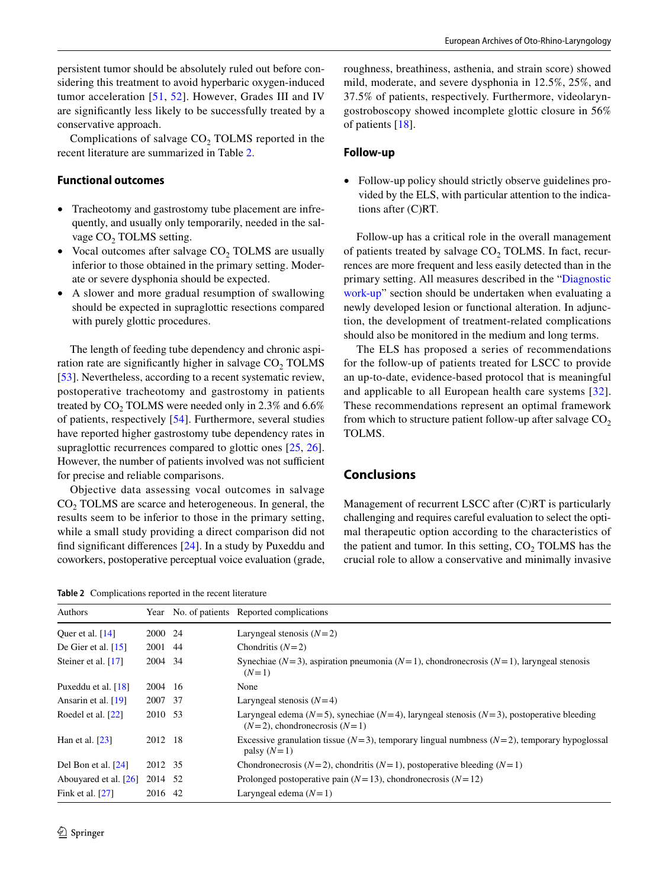persistent tumor should be absolutely ruled out before considering this treatment to avoid hyperbaric oxygen-induced tumor acceleration [51, 52]. However, Grades III and IV are significantly less likely to be successfully treated by a conservative approach.

Complications of salvage $CO_2$ TOLMS reported in the recent literature are summarized in Table 2.

### Functional outcomes

- Tracheotomy and gastrostomy tube placement are infrequently, and usually only temporarily, needed in the salvage $CO_2$ TOLMS setting.
- Vocal outcomes after salvage $CO_2$ TOLMS are usually inferior to those obtained in the primary setting. Moderate or severe dysphonia should be expected.
- A slower and more gradual resumption of swallowing should be expected in supraglottic resections compared with purely glottic procedures.

The length of feeding tube dependency and chronic aspiration rate are significantly higher in salvage $CO_2$ TOLMS [53]. Nevertheless, according to a recent systematic review, postoperative tracheotomy and gastrostomy in patients treated by $CO_2$ TOLMS were needed only in 2.3% and 6.6% of patients, respectively [54]. Furthermore, several studies have reported higher gastrostomy tube dependency rates in supraglottic recurrences compared to glottic ones [25, 26]. However, the number of patients involved was not sufficient for precise and reliable comparisons.

Objective data assessing vocal outcomes in salvage $CO_2$ TOLMS are scarce and heterogeneous. In general, the results seem to be inferior to those in the primary setting, while a small study providing a direct comparison did not find significant differences [24]. In a study by Puxeddu and coworkers, postoperative perceptual voice evaluation (grade, roughness, breathiness, asthenia, and strain score) showed mild, moderate, and severe dysphonia in 12.5%, 25%, and 37.5% of patients, respectively. Furthermore, videolaryngostroboscopy showed incomplete glottic closure in 56% of patients [18].

### Follow-up

- Follow-up policy should strictly observe guidelines provided by the ELS, with particular attention to the indications after (C)RT.

Follow-up has a critical role in the overall management of patients treated by salvage $CO_2$ TOLMS. In fact, recurrences are more frequent and less easily detected than in the primary setting. All measures described in the "Diagnostic work-up" section should be undertaken when evaluating a newly developed lesion or functional alteration. In adjunction, the development of treatment-related complications should also be monitored in the medium and long terms.

The ELS has proposed a series of recommendations for the follow-up of patients treated for LSCC to provide an up-to-date, evidence-based protocol that is meaningful and applicable to all European health care systems [32]. These recommendations represent an optimal framework from which to structure patient follow-up after salvage $CO_2$ TOLMS.

## Conclusions

Management of recurrent LSCC after (C)RT is particularly challenging and requires careful evaluation to select the optimal therapeutic option according to the characteristics of the patient and tumor. In this setting, $CO_2$ TOLMS has the crucial role to allow a conservative and minimally invasive

**Table 2** Complications reported in the recent literature

| Authors | Year | No. of patients | Reported complications |
|---|---|---|---|
| Quer et al. [14] | 2000 | 24 | Laryngeal stenosis ($N=2$) |
| De Gier et al. [15] | 2001 | 44 | Chondritis ($N=2$) |
| Steiner et al. [17] | 2004 | 34 | Synechiae ($N=3$), aspiration pneumonia ($N=1$), chondronecrosis ($N=1$), laryngeal stenosis ($N=1$) |
| Puxeddu et al. [18] | 2004 | 16 | None |
| Ansarin et al. [19] | 2007 | 37 | Laryngeal stenosis ($N=4$) |
| Roedel et al. [22] | 2010 | 53 | Laryngeal edema ($N=5$), synechiae ($N=4$), laryngeal stenosis ($N=3$), postoperative bleeding ($N=2$), chondronecrosis ($N=1$) |
| Han et al. [23] | 2012 | 18 | Excessive granulation tissue ($N=3$), temporary lingual numbness ($N=2$), temporary hypoglossal palsy ($N=1$) |
| Del Bon et al. [24] | 2012 | 35 | Chondronecrosis ($N=2$), chondritis ($N=1$), postoperative bleeding ($N=1$) |
| Abouyared et al. [26] | 2014 | 52 | Prolonged postoperative pain ($N=13$), chondronecrosis ($N=12$) |
| Fink et al. [27] | 2016 | 42 | Laryngeal edema ($N=1$) |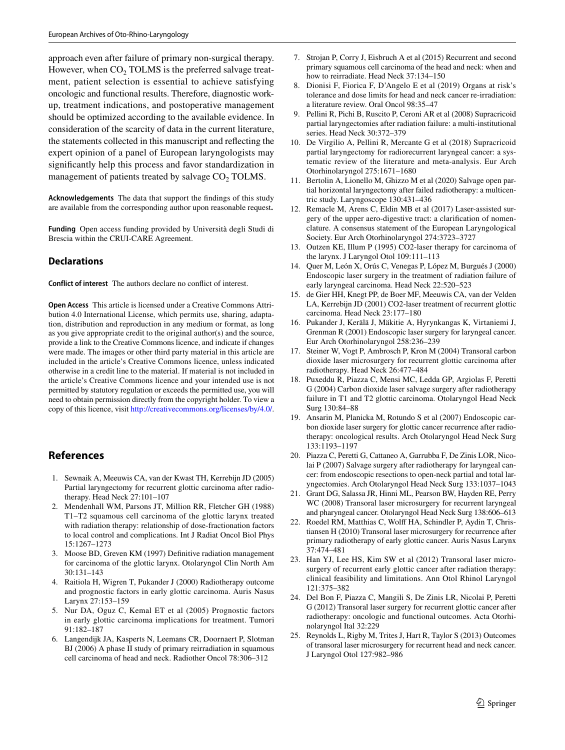approach even after failure of primary non-surgical therapy. However, when $CO_2$ TOLMS is the preferred salvage treatment, patient selection is essential to achieve satisfying oncologic and functional results. Therefore, diagnostic workup, treatment indications, and postoperative management should be optimized according to the available evidence. In consideration of the scarcity of data in the current literature, the statements collected in this manuscript and reflecting the expert opinion of a panel of European laryngologists may significantly help this process and favor standardization in management of patients treated by salvage $CO_2$ TOLMS.

**Acknowledgements** The data that support the findings of this study are available from the corresponding author upon reasonable request**.**

**Funding** Open access funding provided by Università degli Studi di Brescia within the CRUI-CARE Agreement.

## Declarations

**Conflict of interest** The authors declare no conflict of interest.

**Open Access** This article is licensed under a Creative Commons Attribution 4.0 International License, which permits use, sharing, adaptation, distribution and reproduction in any medium or format, as long as you give appropriate credit to the original author(s) and the source, provide a link to the Creative Commons licence, and indicate if changes were made. The images or other third party material in this article are included in the article's Creative Commons licence, unless indicated otherwise in a credit line to the material. If material is not included in the article's Creative Commons licence and your intended use is not permitted by statutory regulation or exceeds the permitted use, you will need to obtain permission directly from the copyright holder. To view a copy of this licence, visit http://creativecommons.org/licenses/by/4.0/.

## References

1. Sewnaik A, Meeuwis CA, van der Kwast TH, Kerrebijn JD (2005) Partial laryngectomy for recurrent glottic carcinoma after radiotherapy. Head Neck 27:101–107
2. Mendenhall WM, Parsons JT, Million RR, Fletcher GH (1988) T1–T2 squamous cell carcinoma of the glottic larynx treated with radiation therapy: relationship of dose-fractionation factors to local control and complications. Int J Radiat Oncol Biol Phys 15:1267–1273
3. Moose BD, Greven KM (1997) Definitive radiation management for carcinoma of the glottic larynx. Otolaryngol Clin North Am 30:131–143
4. Raitiola H, Wigren T, Pukander J (2000) Radiotherapy outcome and prognostic factors in early glottic carcinoma. Auris Nasus Larynx 27:153–159
5. Nur DA, Oguz C, Kemal ET et al (2005) Prognostic factors in early glottic carcinoma implications for treatment. Tumori 91:182–187
6. Langendijk JA, Kasperts N, Leemans CR, Doornaert P, Slotman BJ (2006) A phase II study of primary reirradiation in squamous cell carcinoma of head and neck. Radiother Oncol 78:306–312
7. Strojan P, Corry J, Eisbruch A et al (2015) Recurrent and second primary squamous cell carcinoma of the head and neck: when and how to reirradiate. Head Neck 37:134–150
8. Dionisi F, Fiorica F, D'Angelo E et al (2019) Organs at risk's tolerance and dose limits for head and neck cancer re-irradiation: a literature review. Oral Oncol 98:35–47
9. Pellini R, Pichi B, Ruscito P, Ceroni AR et al (2008) Supracricoid partial laryngectomies after radiation failure: a multi-institutional series. Head Neck 30:372–379
10. De Virgilio A, Pellini R, Mercante G et al (2018) Supracricoid partial laryngectomy for radiorecurrent laryngeal cancer: a systematic review of the literature and meta-analysis. Eur Arch Otorhinolaryngol 275:1671–1680
11. Bertolin A, Lionello M, Ghizzo M et al (2020) Salvage open partial horizontal laryngectomy after failed radiotherapy: a multicentric study. Laryngoscope 130:431–436
12. Remacle M, Arens C, Eldin MB et al (2017) Laser-assisted surgery of the upper aero-digestive tract: a clarification of nomenclature. A consensus statement of the European Laryngological Society. Eur Arch Otorhinolaryngol 274:3723–3727
13. Outzen KE, Illum P (1995) CO2-laser therapy for carcinoma of the larynx. J Laryngol Otol 109:111–113
14. Quer M, León X, Orús C, Venegas P, López M, Burgués J (2000) Endoscopic laser surgery in the treatment of radiation failure of early laryngeal carcinoma. Head Neck 22:520–523
15. de Gier HH, Knegt PP, de Boer MF, Meeuwis CA, van der Velden LA, Kerrebijn JD (2001) CO2-laser treatment of recurrent glottic carcinoma. Head Neck 23:177–180
16. Pukander J, Kerälä J, Mäkitie A, Hyrynkangas K, Virtaniemi J, Grenman R (2001) Endoscopic laser surgery for laryngeal cancer. Eur Arch Otorhinolaryngol 258:236–239
17. Steiner W, Vogt P, Ambrosch P, Kron M (2004) Transoral carbon dioxide laser microsurgery for recurrent glottic carcinoma after radiotherapy. Head Neck 26:477–484
18. Puxeddu R, Piazza C, Mensi MC, Ledda GP, Argiolas F, Peretti G (2004) Carbon dioxide laser salvage surgery after radiotherapy failure in T1 and T2 glottic carcinoma. Otolaryngol Head Neck Surg 130:84–88
19. Ansarin M, Planicka M, Rotundo S et al (2007) Endoscopic carbon dioxide laser surgery for glottic cancer recurrence after radiotherapy: oncological results. Arch Otolaryngol Head Neck Surg 133:1193–1197
20. Piazza C, Peretti G, Cattaneo A, Garrubba F, De Zinis LOR, Nicolai P (2007) Salvage surgery after radiotherapy for laryngeal cancer: from endoscopic resections to open-neck partial and total laryngectomies. Arch Otolaryngol Head Neck Surg 133:1037–1043
21. Grant DG, Salassa JR, Hinni ML, Pearson BW, Hayden RE, Perry WC (2008) Transoral laser microsurgery for recurrent laryngeal and pharyngeal cancer. Otolaryngol Head Neck Surg 138:606–613
22. Roedel RM, Matthias C, Wolff HA, Schindler P, Aydin T, Christiansen H (2010) Transoral laser microsurgery for recurrence after primary radiotherapy of early glottic cancer. Auris Nasus Larynx 37:474–481
23. Han YJ, Lee HS, Kim SW et al (2012) Transoral laser microsurgery of recurrent early glottic cancer after radiation therapy: clinical feasibility and limitations. Ann Otol Rhinol Laryngol 121:375–382
24. Del Bon F, Piazza C, Mangili S, De Zinis LR, Nicolai P, Peretti G (2012) Transoral laser surgery for recurrent glottic cancer after radiotherapy: oncologic and functional outcomes. Acta Otorhinolaryngol Ital 32:229
25. Reynolds L, Rigby M, Trites J, Hart R, Taylor S (2013) Outcomes of transoral laser microsurgery for recurrent head and neck cancer. J Laryngol Otol 127:982–986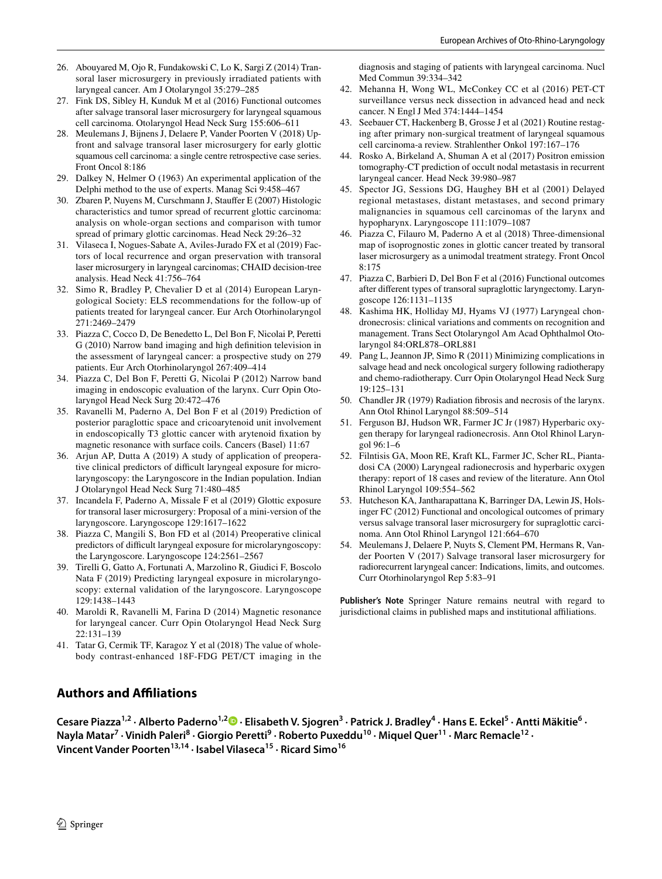26. Abouyared M, Ojo R, Fundakowski C, Lo K, Sargi Z (2014) Transoral laser microsurgery in previously irradiated patients with laryngeal cancer. Am J Otolaryngol 35:279–285
27. Fink DS, Sibley H, Kunduk M et al (2016) Functional outcomes after salvage transoral laser microsurgery for laryngeal squamous cell carcinoma. Otolaryngol Head Neck Surg 155:606–611
28. Meulemans J, Bijnens J, Delaere P, Vander Poorten V (2018) Upfront and salvage transoral laser microsurgery for early glottic squamous cell carcinoma: a single centre retrospective case series. Front Oncol 8:186
29. Dalkey N, Helmer O (1963) An experimental application of the Delphi method to the use of experts. Manag Sci 9:458–467
30. Zbaren P, Nuyens M, Curschmann J, Stauffer E (2007) Histologic characteristics and tumor spread of recurrent glottic carcinoma: analysis on whole-organ sections and comparison with tumor spread of primary glottic carcinomas. Head Neck 29:26–32
31. Vilaseca I, Nogues-Sabate A, Aviles-Jurado FX et al (2019) Factors of local recurrence and organ preservation with transoral laser microsurgery in laryngeal carcinomas; CHAID decision-tree analysis. Head Neck 41:756–764
32. Simo R, Bradley P, Chevalier D et al (2014) European Laryngological Society: ELS recommendations for the follow-up of patients treated for laryngeal cancer. Eur Arch Otorhinolaryngol 271:2469–2479
33. Piazza C, Cocco D, De Benedetto L, Del Bon F, Nicolai P, Peretti G (2010) Narrow band imaging and high definition television in the assessment of laryngeal cancer: a prospective study on 279 patients. Eur Arch Otorhinolaryngol 267:409–414
34. Piazza C, Del Bon F, Peretti G, Nicolai P (2012) Narrow band imaging in endoscopic evaluation of the larynx. Curr Opin Otolaryngol Head Neck Surg 20:472–476
35. Ravanelli M, Paderno A, Del Bon F et al (2019) Prediction of posterior paraglottic space and cricoarytenoid unit involvement in endoscopically T3 glottic cancer with arytenoid fixation by magnetic resonance with surface coils. Cancers (Basel) 11:67
36. Arjun AP, Dutta A (2019) A study of application of preoperative clinical predictors of difficult laryngeal exposure for microlaryngoscopy: the Laryngoscore in the Indian population. Indian J Otolaryngol Head Neck Surg 71:480–485
37. Incandela F, Paderno A, Missale F et al (2019) Glottic exposure for transoral laser microsurgery: Proposal of a mini-version of the laryngoscore. Laryngoscope 129:1617–1622
38. Piazza C, Mangili S, Bon FD et al (2014) Preoperative clinical predictors of difficult laryngeal exposure for microlaryngoscopy: the Laryngoscore. Laryngoscope 124:2561–2567
39. Tirelli G, Gatto A, Fortunati A, Marzolino R, Giudici F, Boscolo Nata F (2019) Predicting laryngeal exposure in microlaryngoscopy: external validation of the laryngoscore. Laryngoscope 129:1438–1443
40. Maroldi R, Ravanelli M, Farina D (2014) Magnetic resonance for laryngeal cancer. Curr Opin Otolaryngol Head Neck Surg 22:131–139
41. Tatar G, Cermik TF, Karagoz Y et al (2018) The value of whole-body contrast-enhanced 18F-FDG PET/CT imaging in the diagnosis and staging of patients with laryngeal carcinoma. Nucl Med Commun 39:334–342
42. Mehanna H, Wong WL, McConkey CC et al (2016) PET-CT surveillance versus neck dissection in advanced head and neck cancer. N Engl J Med 374:1444–1454
43. Seebauer CT, Hackenberg B, Grosse J et al (2021) Routine restaging after primary non-surgical treatment of laryngeal squamous cell carcinoma-a review. Strahlenther Onkol 197:167–176
44. Rosko A, Birkeland A, Shuman A et al (2017) Positron emission tomography-CT prediction of occult nodal metastasis in recurrent laryngeal cancer. Head Neck 39:980–987
45. Spector JG, Sessions DG, Haughey BH et al (2001) Delayed regional metastases, distant metastases, and second primary malignancies in squamous cell carcinomas of the larynx and hypopharynx. Laryngoscope 111:1079–1087
46. Piazza C, Filauro M, Paderno A et al (2018) Three-dimensional map of isoprognostic zones in glottic cancer treated by transoral laser microsurgery as a unimodal treatment strategy. Front Oncol 8:175
47. Piazza C, Barbieri D, Del Bon F et al (2016) Functional outcomes after different types of transoral supraglottic laryngectomy. Laryngoscope 126:1131–1135
48. Kashima HK, Holliday MJ, Hyams VJ (1977) Laryngeal chondronecrosis: clinical variations and comments on recognition and management. Trans Sect Otolaryngol Am Acad Ophthalmol Otolaryngol 84:ORL878–ORL881
49. Pang L, Jeannon JP, Simo R (2011) Minimizing complications in salvage head and neck oncological surgery following radiotherapy and chemo-radiotherapy. Curr Opin Otolaryngol Head Neck Surg 19:125–131
50. Chandler JR (1979) Radiation fibrosis and necrosis of the larynx. Ann Otol Rhinol Laryngol 88:509–514
51. Ferguson BJ, Hudson WR, Farmer JC Jr (1987) Hyperbaric oxygen therapy for laryngeal radionecrosis. Ann Otol Rhinol Laryngol 96:1–6
52. Filntisis GA, Moon RE, Kraft KL, Farmer JC, Scher RL, Piantadosi CA (2000) Laryngeal radionecrosis and hyperbaric oxygen therapy: report of 18 cases and review of the literature. Ann Otol Rhinol Laryngol 109:554–562
53. Hutcheson KA, Jantharapattana K, Barringer DA, Lewin JS, Holsinger FC (2012) Functional and oncological outcomes of primary versus salvage transoral laser microsurgery for supraglottic carcinoma. Ann Otol Rhinol Laryngol 121:664–670
54. Meulemans J, Delaere P, Nuyts S, Clement PM, Hermans R, Vander Poorten V (2017) Salvage transoral laser microsurgery for radiorecurrent laryngeal cancer: Indications, limits, and outcomes. Curr Otorhinolaryngol Rep 5:83–91

**Publisher's Note** Springer Nature remains neutral with regard to jurisdictional claims in published maps and institutional affiliations.

## Authors and Affiliations

**Cesare Piazza[1,2] · Alberto Paderno[1,2] · Elisabeth V. Sjogren[3] · Patrick J. Bradley[4] · Hans E. Eckel[5] · Antti Mäkitie[6] · Nayla Matar[7] · Vinidh Paleri[8] · Giorgio Peretti[9] · Roberto Puxeddu[10] · Miquel Quer[11] · Marc Remacle[12] · Vincent Vander Poorten[13,14] · Isabel Vilaseca[15] · Ricard Simo[16]**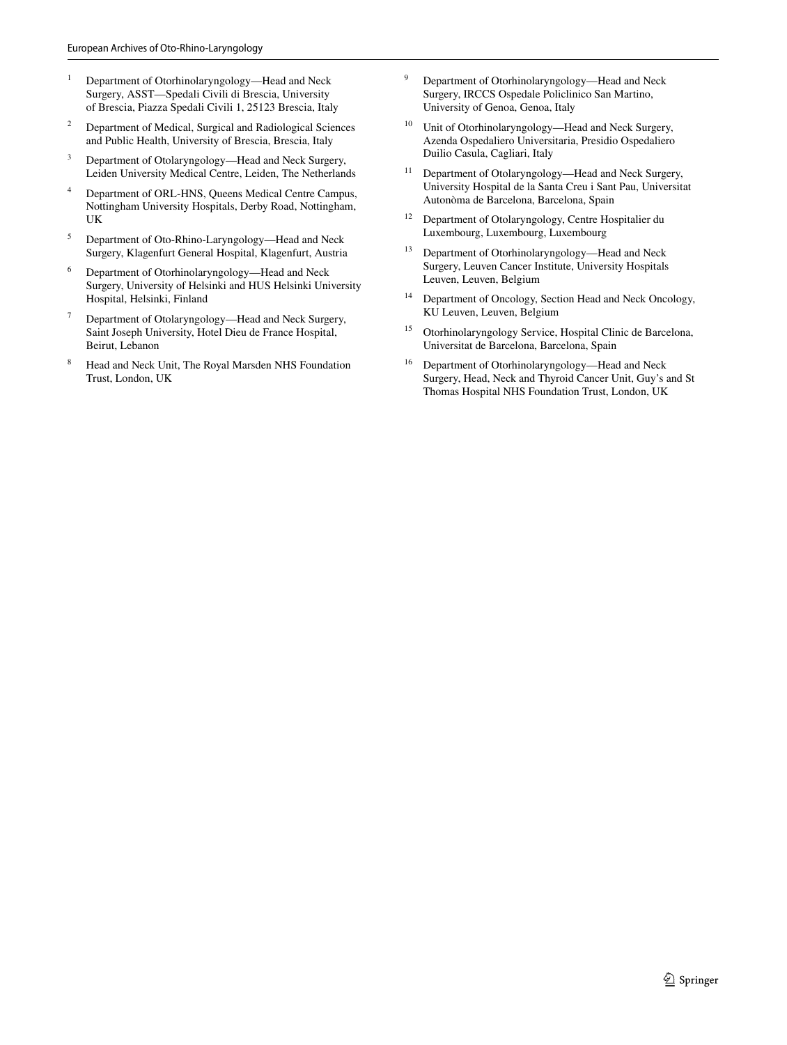[1] Department of Otorhinolaryngology—Head and Neck Surgery, ASST—Spedali Civili di Brescia, University of Brescia, Piazza Spedali Civili 1, 25123 Brescia, Italy

[2] Department of Medical, Surgical and Radiological Sciences and Public Health, University of Brescia, Brescia, Italy

[3] Department of Otolaryngology—Head and Neck Surgery, Leiden University Medical Centre, Leiden, The Netherlands

[4] Department of ORL-HNS, Queens Medical Centre Campus, Nottingham University Hospitals, Derby Road, Nottingham, UK

[5] Department of Oto-Rhino-Laryngology—Head and Neck Surgery, Klagenfurt General Hospital, Klagenfurt, Austria

[6] Department of Otorhinolaryngology—Head and Neck Surgery, University of Helsinki and HUS Helsinki University Hospital, Helsinki, Finland

[7] Department of Otolaryngology—Head and Neck Surgery, Saint Joseph University, Hotel Dieu de France Hospital, Beirut, Lebanon

[8] Head and Neck Unit, The Royal Marsden NHS Foundation Trust, London, UK

[9] Department of Otorhinolaryngology—Head and Neck Surgery, IRCCS Ospedale Policlinico San Martino, University of Genoa, Genoa, Italy

[10] Unit of Otorhinolaryngology—Head and Neck Surgery, Azenda Ospedaliero Universitaria, Presidio Ospedaliero Duilio Casula, Cagliari, Italy

[11] Department of Otolaryngology—Head and Neck Surgery, University Hospital de la Santa Creu i Sant Pau, Universitat Autonòma de Barcelona, Barcelona, Spain

[12] Department of Otolaryngology, Centre Hospitalier du Luxembourg, Luxembourg, Luxembourg

[13] Department of Otorhinolaryngology—Head and Neck Surgery, Leuven Cancer Institute, University Hospitals Leuven, Leuven, Belgium

[14] Department of Oncology, Section Head and Neck Oncology, KU Leuven, Leuven, Belgium

[15] Otorhinolaryngology Service, Hospital Clinic de Barcelona, Universitat de Barcelona, Barcelona, Spain

[16] Department of Otorhinolaryngology—Head and Neck Surgery, Head, Neck and Thyroid Cancer Unit, Guy's and St Thomas Hospital NHS Foundation Trust, London, UK